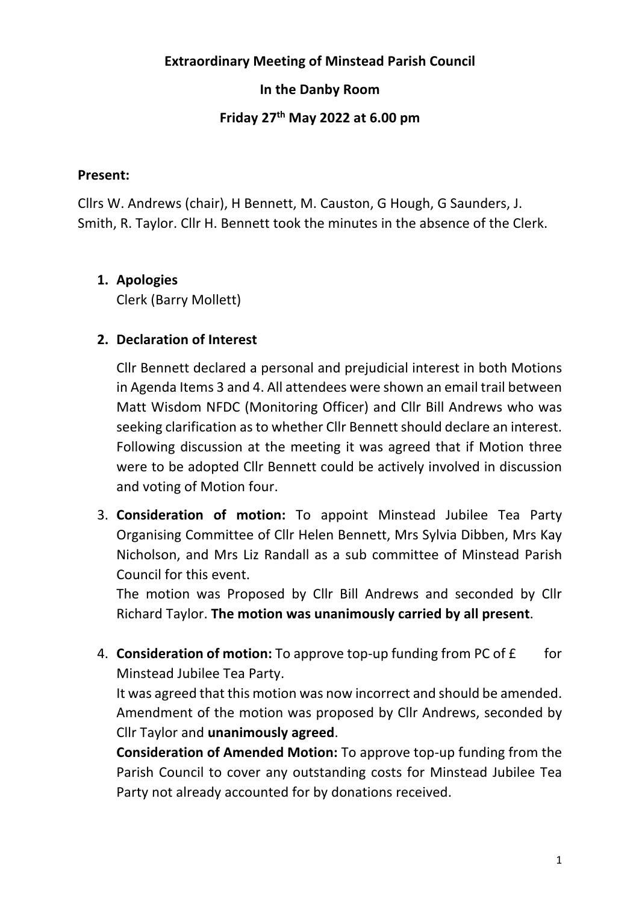**Extraordinary Meeting of Minstead Parish Council**

**In the Danby Room**

**Friday 27th May 2022 at 6.00 pm**

**Present:**

Cllrs W. Andrews (chair), H Bennett, M. Causton, G Hough, G Saunders, J. Smith, R. Taylor. Cllr H. Bennett took the minutes in the absence of the Clerk.

1. **Apologies**
   Clerk (Barry Mollett)

2. **Declaration of Interest**

   Cllr Bennett declared a personal and prejudicial interest in both Motions in Agenda Items 3 and 4. All attendees were shown an email trail between Matt Wisdom NFDC (Monitoring Officer) and Cllr Bill Andrews who was seeking clarification as to whether Cllr Bennett should declare an interest. Following discussion at the meeting it was agreed that if Motion three were to be adopted Cllr Bennett could be actively involved in discussion and voting of Motion four.

3. **Consideration of motion:** To appoint Minstead Jubilee Tea Party Organising Committee of Cllr Helen Bennett, Mrs Sylvia Dibben, Mrs Kay Nicholson, and Mrs Liz Randall as a sub committee of Minstead Parish Council for this event.
   The motion was Proposed by Cllr Bill Andrews and seconded by Cllr Richard Taylor. **The motion was unanimously carried by all present**.

4. **Consideration of motion:** To approve top-up funding from PC of £ for Minstead Jubilee Tea Party.
   It was agreed that this motion was now incorrect and should be amended. Amendment of the motion was proposed by Cllr Andrews, seconded by Cllr Taylor and **unanimously agreed**.
   **Consideration of Amended Motion:** To approve top-up funding from the Parish Council to cover any outstanding costs for Minstead Jubilee Tea Party not already accounted for by donations received.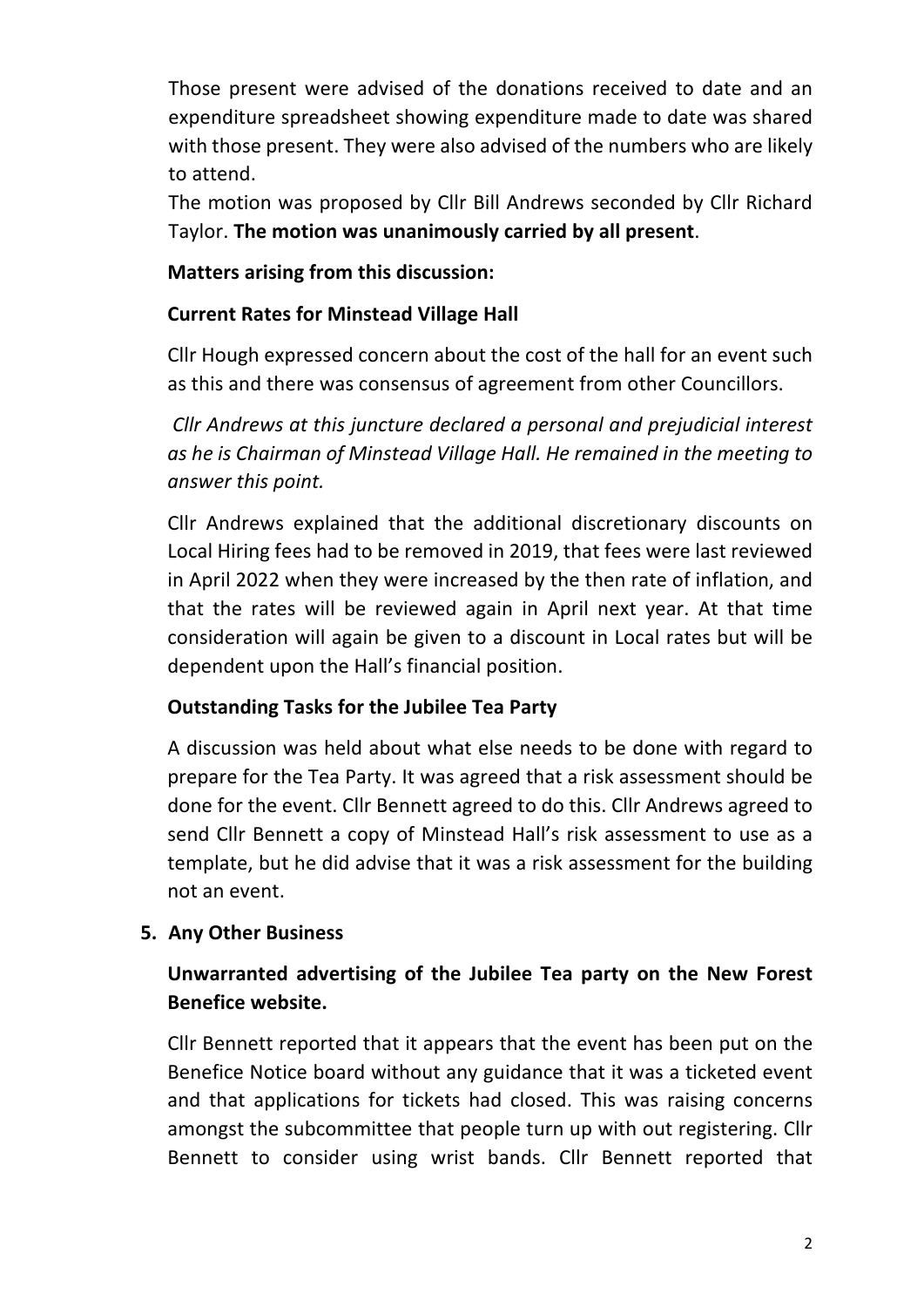Those present were advised of the donations received to date and an expenditure spreadsheet showing expenditure made to date was shared with those present. They were also advised of the numbers who are likely to attend.

The motion was proposed by Cllr Bill Andrews seconded by Cllr Richard Taylor. **The motion was unanimously carried by all present**.

**Matters arising from this discussion:**

**Current Rates for Minstead Village Hall**

Cllr Hough expressed concern about the cost of the hall for an event such as this and there was consensus of agreement from other Councillors.

*Cllr Andrews at this juncture declared a personal and prejudicial interest as he is Chairman of Minstead Village Hall. He remained in the meeting to answer this point.*

Cllr Andrews explained that the additional discretionary discounts on Local Hiring fees had to be removed in 2019, that fees were last reviewed in April 2022 when they were increased by the then rate of inflation, and that the rates will be reviewed again in April next year. At that time consideration will again be given to a discount in Local rates but will be dependent upon the Hall's financial position.

**Outstanding Tasks for the Jubilee Tea Party**

A discussion was held about what else needs to be done with regard to prepare for the Tea Party. It was agreed that a risk assessment should be done for the event. Cllr Bennett agreed to do this. Cllr Andrews agreed to send Cllr Bennett a copy of Minstead Hall's risk assessment to use as a template, but he did advise that it was a risk assessment for the building not an event.

**5. Any Other Business**

**Unwarranted advertising of the Jubilee Tea party on the New Forest Benefice website.**

Cllr Bennett reported that it appears that the event has been put on the Benefice Notice board without any guidance that it was a ticketed event and that applications for tickets had closed. This was raising concerns amongst the subcommittee that people turn up with out registering. Cllr Bennett to consider using wrist bands. Cllr Bennett reported that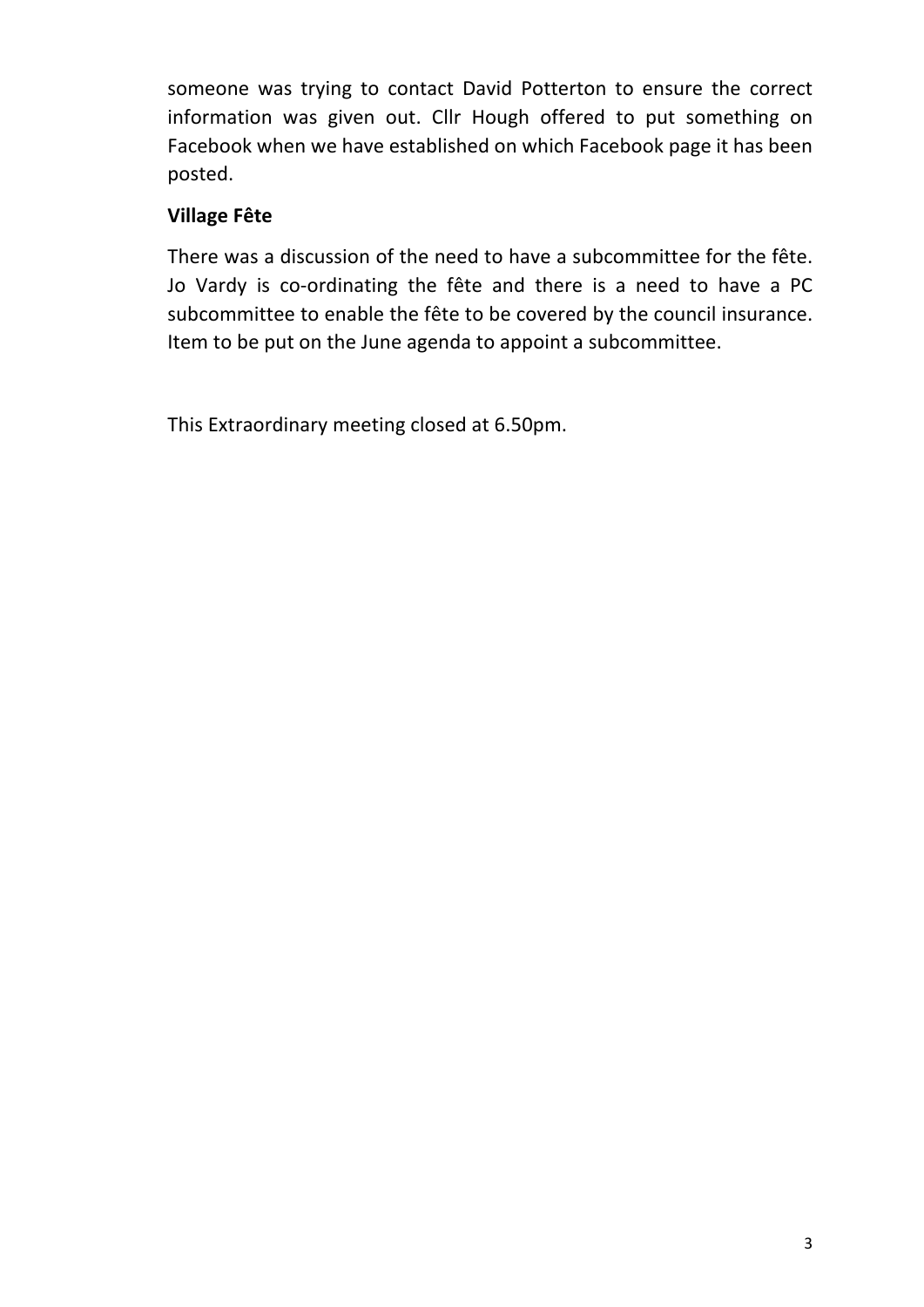someone was trying to contact David Potterton to ensure the correct information was given out. Cllr Hough offered to put something on Facebook when we have established on which Facebook page it has been posted.

**Village Fête**

There was a discussion of the need to have a subcommittee for the fête. Jo Vardy is co-ordinating the fête and there is a need to have a PC subcommittee to enable the fête to be covered by the council insurance. Item to be put on the June agenda to appoint a subcommittee.

This Extraordinary meeting closed at 6.50pm.